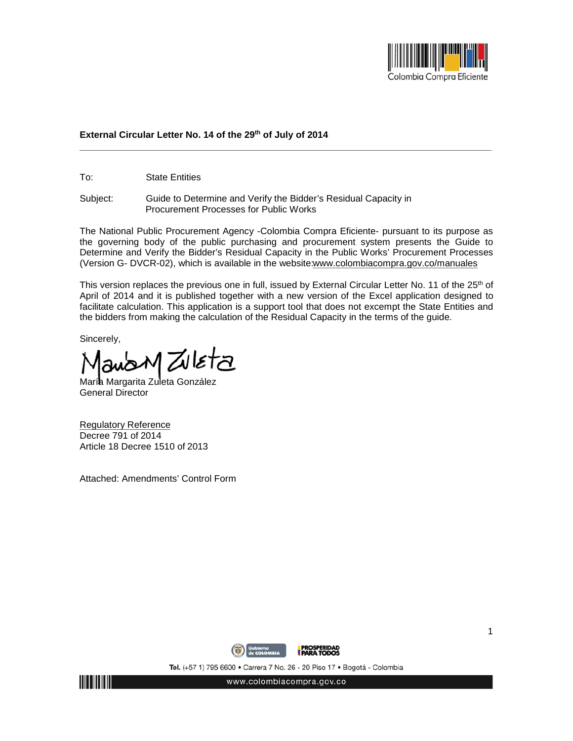**External Circular Letter No. 14 of the 29th of July of 2014**

---

To: State Entities

Subject: Guide to Determine and Verify the Bidder's Residual Capacity in Procurement Processes for Public Works

The National Public Procurement Agency -Colombia Compra Eficiente- pursuant to its purpose as the governing body of the public purchasing and procurement system presents the Guide to Determine and Verify the Bidder's Residual Capacity in the Public Works' Procurement Processes (Version G- DVCR-02), which is available in the website:www.colombiacompra.gov.co/manuales

This version replaces the previous one in full, issued by External Circular Letter No. 11 of the 25th of April of 2014 and it is published together with a new version of the Excel application designed to facilitate calculation. This application is a support tool that does not excempt the State Entities and the bidders from making the calculation of the Residual Capacity in the terms of the guide.

Sincerely,

María Margarita Zuleta González
General Director

Regulatory Reference
Decree 791 of 2014
Article 18 Decree 1510 of 2013

Attached: Amendments' Control Form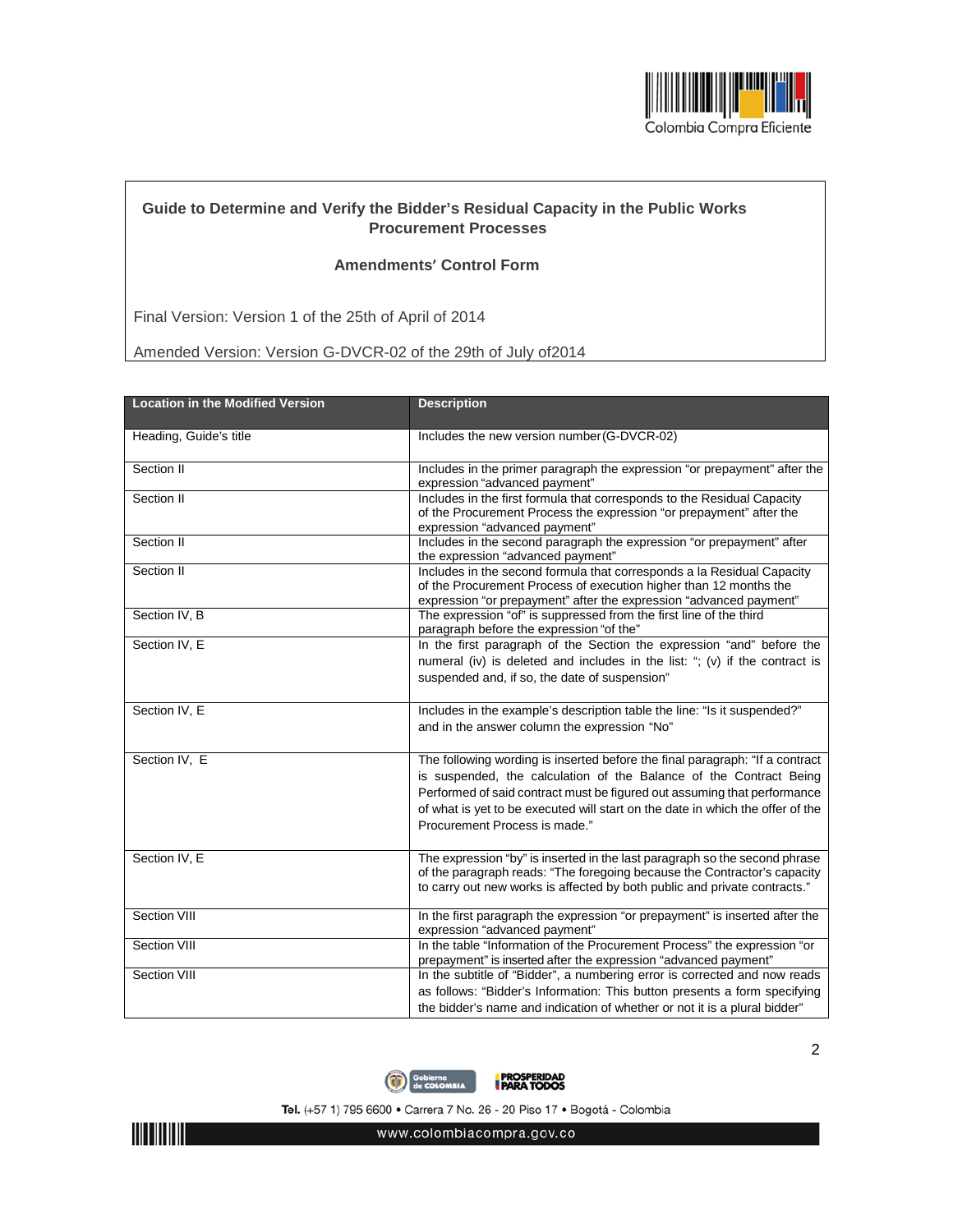**Guide to Determine and Verify the Bidder's Residual Capacity in the Public Works Procurement Processes**

**Amendments' Control Form**

Final Version: Version 1 of the 25th of April of 2014

Amended Version: Version G-DVCR-02 of the 29th of July of2014

| Location in the Modified Version | Description |
|---|---|
| Heading, Guide's title | Includes the new version number(G-DVCR-02) |
| Section II | Includes in the primer paragraph the expression "or prepayment" after the expression "advanced payment" |
| Section II | Includes in the first formula that corresponds to the Residual Capacity of the Procurement Process the expression "or prepayment" after the expression "advanced payment" |
| Section II | Includes in the second paragraph the expression "or prepayment" after the expression "advanced payment" |
| Section II | Includes in the second formula that corresponds a la Residual Capacity of the Procurement Process of execution higher than 12 months the expression "or prepayment" after the expression "advanced payment" |
| Section IV, B | The expression "of" is suppressed from the first line of the third paragraph before the expression "of the" |
| Section IV, E | In the first paragraph of the Section the expression "and" before the numeral (iv) is deleted and includes in the list: "; (v) if the contract is suspended and, if so, the date of suspension" |
| Section IV, E | Includes in the example's description table the line: "Is it suspended?" and in the answer column the expression "No" |
| Section IV, E | The following wording is inserted before the final paragraph: "If a contract is suspended, the calculation of the Balance of the Contract Being Performed of said contract must be figured out assuming that performance of what is yet to be executed will start on the date in which the offer of the Procurement Process is made." |
| Section IV, E | The expression "by" is inserted in the last paragraph so the second phrase of the paragraph reads: "The foregoing because the Contractor's capacity to carry out new works is affected by both public and private contracts." |
| Section VIII | In the first paragraph the expression "or prepayment" is inserted after the expression "advanced payment" |
| Section VIII | In the table "Information of the Procurement Process" the expression "or prepayment" is inserted after the expression "advanced payment" |
| Section VIII | In the subtitle of "Bidder", a numbering error is corrected and now reads as follows: "Bidder's Information: This button presents a form specifying the bidder's name and indication of whether or not it is a plural bidder" |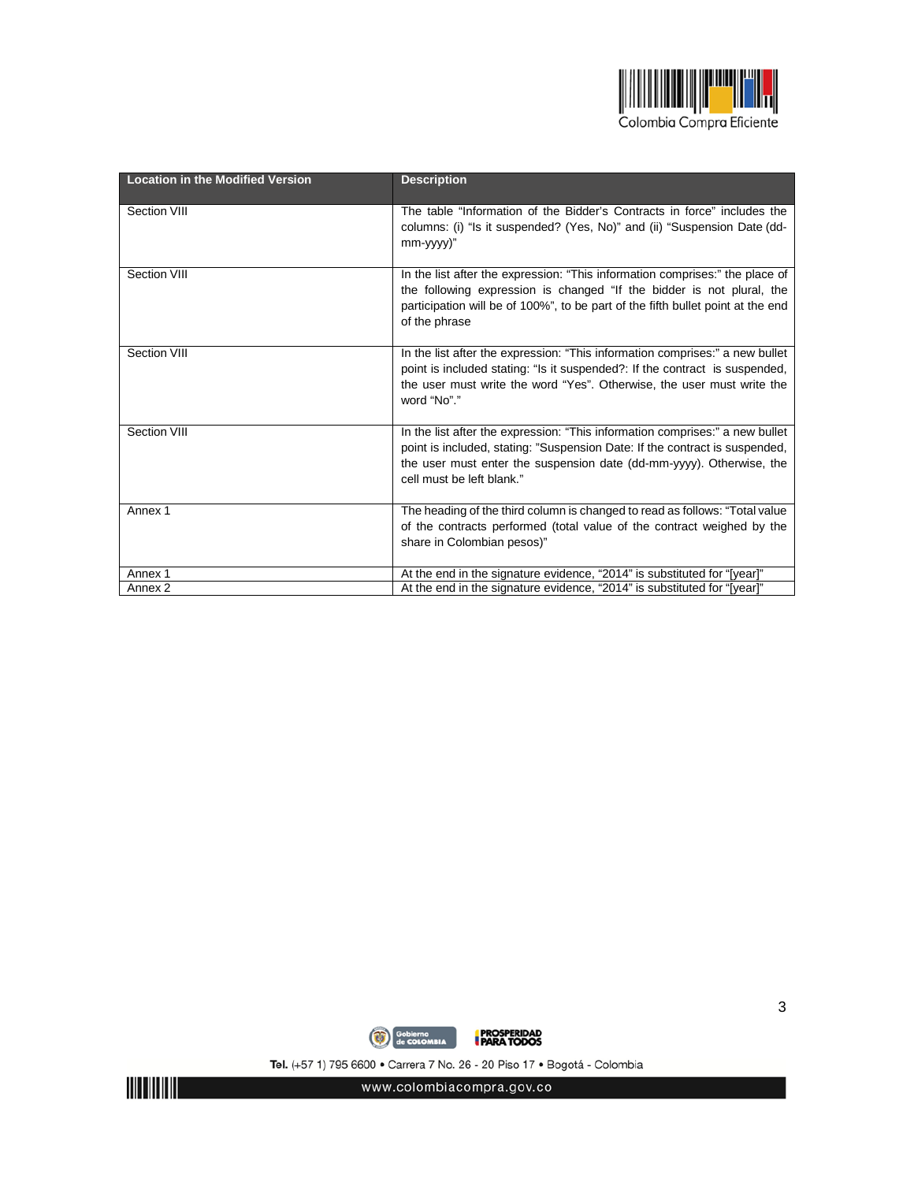| Location in the Modified Version | Description |
|---|---|
| Section VIII | The table "Information of the Bidder's Contracts in force" includes the columns: (i) "Is it suspended? (Yes, No)" and (ii) "Suspension Date (dd-mm-yyyy)" |
| Section VIII | In the list after the expression: "This information comprises:" the place of the following expression is changed "If the bidder is not plural, the participation will be of 100%", to be part of the fifth bullet point at the end of the phrase |
| Section VIII | In the list after the expression: "This information comprises:" a new bullet point is included stating: "Is it suspended?: If the contract is suspended, the user must write the word "Yes". Otherwise, the user must write the word "No"." |
| Section VIII | In the list after the expression: "This information comprises:" a new bullet point is included, stating: "Suspension Date: If the contract is suspended, the user must enter the suspension date (dd-mm-yyyy). Otherwise, the cell must be left blank." |
| Annex 1 | The heading of the third column is changed to read as follows: "Total value of the contracts performed (total value of the contract weighed by the share in Colombian pesos)" |
| Annex 1 | At the end in the signature evidence, "2014" is substituted for "[year]" |
| Annex 2 | At the end in the signature evidence, "2014" is substituted for "[year]" |